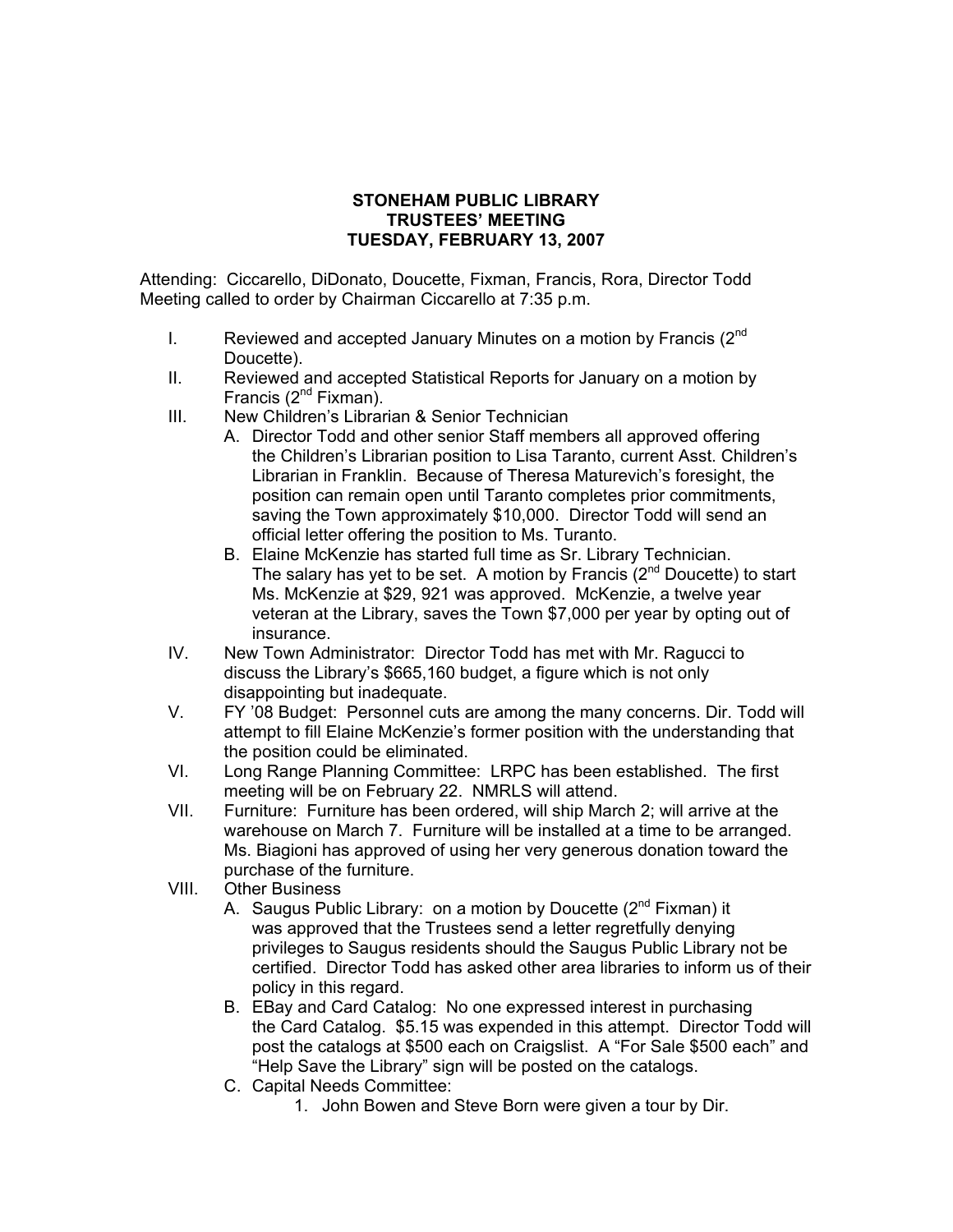**STONEHAM PUBLIC LIBRARY**
**TRUSTEES' MEETING**
**TUESDAY, FEBRUARY 13, 2007**

Attending: Ciccarello, DiDonato, Doucette, Fixman, Francis, Rora, Director Todd
Meeting called to order by Chairman Ciccarello at 7:35 p.m.

I. Reviewed and accepted January Minutes on a motion by Francis (2nd Doucette).

II. Reviewed and accepted Statistical Reports for January on a motion by Francis (2nd Fixman).

III. New Children's Librarian & Senior Technician
   - A. Director Todd and other senior Staff members all approved offering the Children's Librarian position to Lisa Taranto, current Asst. Children's Librarian in Franklin. Because of Theresa Maturevich's foresight, the position can remain open until Taranto completes prior commitments, saving the Town approximately $10,000. Director Todd will send an official letter offering the position to Ms. Turanto.
   - B. Elaine McKenzie has started full time as Sr. Library Technician. The salary has yet to be set. A motion by Francis (2nd Doucette) to start Ms. McKenzie at $29, 921 was approved. McKenzie, a twelve year veteran at the Library, saves the Town $7,000 per year by opting out of insurance.

IV. New Town Administrator: Director Todd has met with Mr. Ragucci to discuss the Library's $665,160 budget, a figure which is not only disappointing but inadequate.

V. FY '08 Budget: Personnel cuts are among the many concerns. Dir. Todd will attempt to fill Elaine McKenzie's former position with the understanding that the position could be eliminated.

VI. Long Range Planning Committee: LRPC has been established. The first meeting will be on February 22. NMRLS will attend.

VII. Furniture: Furniture has been ordered, will ship March 2; will arrive at the warehouse on March 7. Furniture will be installed at a time to be arranged. Ms. Biagioni has approved of using her very generous donation toward the purchase of the furniture.

VIII. Other Business
   - A. Saugus Public Library: on a motion by Doucette (2nd Fixman) it was approved that the Trustees send a letter regretfully denying privileges to Saugus residents should the Saugus Public Library not be certified. Director Todd has asked other area libraries to inform us of their policy in this regard.
   - B. EBay and Card Catalog: No one expressed interest in purchasing the Card Catalog. $5.15 was expended in this attempt. Director Todd will post the catalogs at $500 each on Craigslist. A "For Sale $500 each" and "Help Save the Library" sign will be posted on the catalogs.
   - C. Capital Needs Committee:
      1. John Bowen and Steve Born were given a tour by Dir.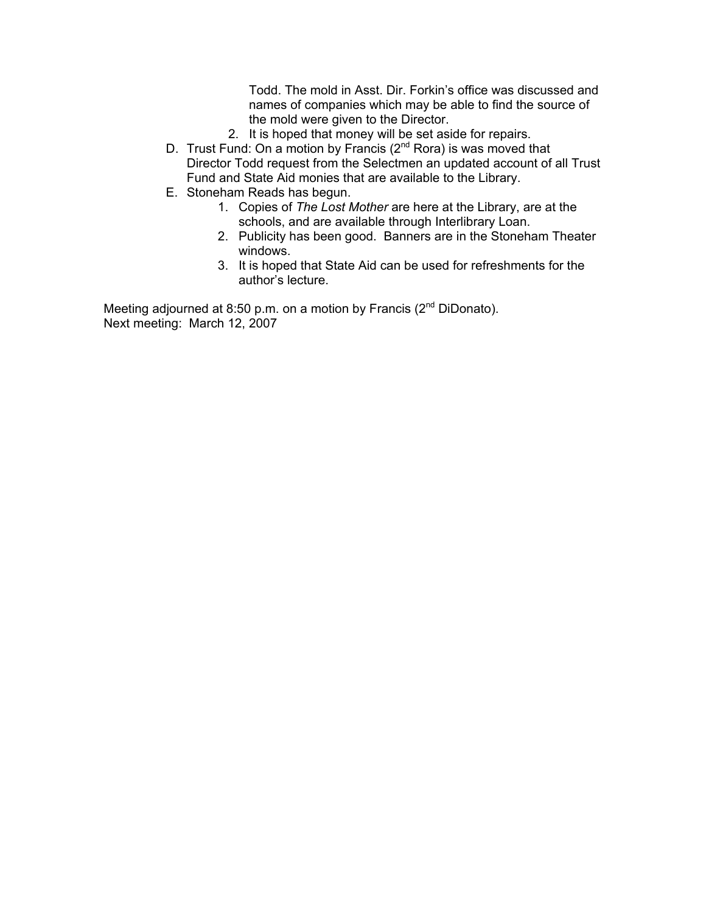Todd. The mold in Asst. Dir. Forkin's office was discussed and names of companies which may be able to find the source of the mold were given to the Director.

2. It is hoped that money will be set aside for repairs.

D. Trust Fund: On a motion by Francis (2nd Rora) is was moved that Director Todd request from the Selectmen an updated account of all Trust Fund and State Aid monies that are available to the Library.

E. Stoneham Reads has begun.

1. Copies of *The Lost Mother* are here at the Library, are at the schools, and are available through Interlibrary Loan.
2. Publicity has been good. Banners are in the Stoneham Theater windows.
3. It is hoped that State Aid can be used for refreshments for the author's lecture.

Meeting adjourned at 8:50 p.m. on a motion by Francis (2nd DiDonato).
Next meeting: March 12, 2007